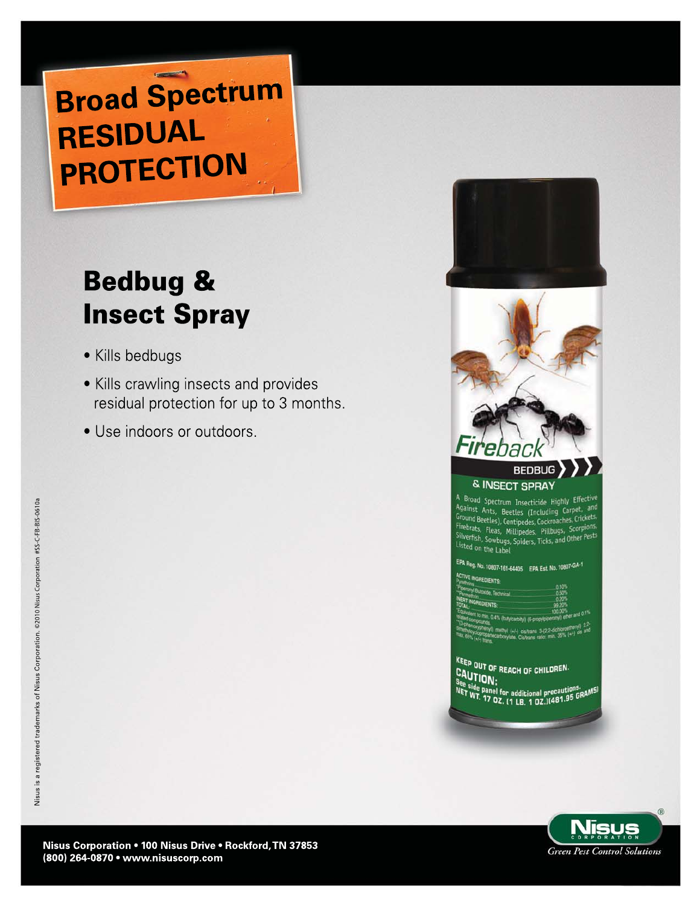# Broad Spectrum RESIDUAL PROTECTION

## Bedbug & Insect Spray

- Kills bedbugs
- Kills crawling insects and provides residual protection for up to 3 months.
- Use indoors or outdoors.

Fireback

BEDBUG & INSECT SPRAY

A Broad Spectrum Insecticide Highly Effective Against Ants, Beetles (Including Carpet, and Ground Beetles), Centipedes, Cockroaches, Crickets, Firebrats, Fleas, Millipedes, Pillbugs, Scorpions, Silverfish, Sowbugs, Spiders, Ticks, and Other Pests Listed on the Label

EPA Reg. No. 10807-161-64405 EPA Est. No. 10807-GA-1

| ACTIVE INGREDIENTS: | |
|---|---|
| Pyrethrins | 0.10% |
| *Piperonyl Butoxide, Technical | 0.50% |
| **Permethrin | 0.20% |
| INERT INGREDIENTS: | 99.20% |
| TOTAL: | 100.00% |

*Equivalent to min. 0.4% (butylcarbityl) (6-propylpiperonyl) ether and 0.1% related compounds.
**(3-phenoxyphenyl) methyl (+/-) cis/trans 3-(2,2-dichloroethenyl) 2,2-dimethylcyclopropanecarboxylate. Cis/trans ratio: min. 35% (+/-) cis and max. 65% (+/-) trans.

KEEP OUT OF REACH OF CHILDREN.

CAUTION:

See side panel for additional precautions.

NET WT. 17 OZ. (1 LB. 1 OZ.)(481.95 GRAMS)

Nisus is a registered trademarks of Nisus Corporation. ©2010 Nisus Corporation #SS-C-FB-BIS-0610a

Nisus® Corporation — *Green Pest Control Solutions*

**Nisus Corporation • 100 Nisus Drive • Rockford, TN 37853**
**(800) 264-0870 • www.nisuscorp.com**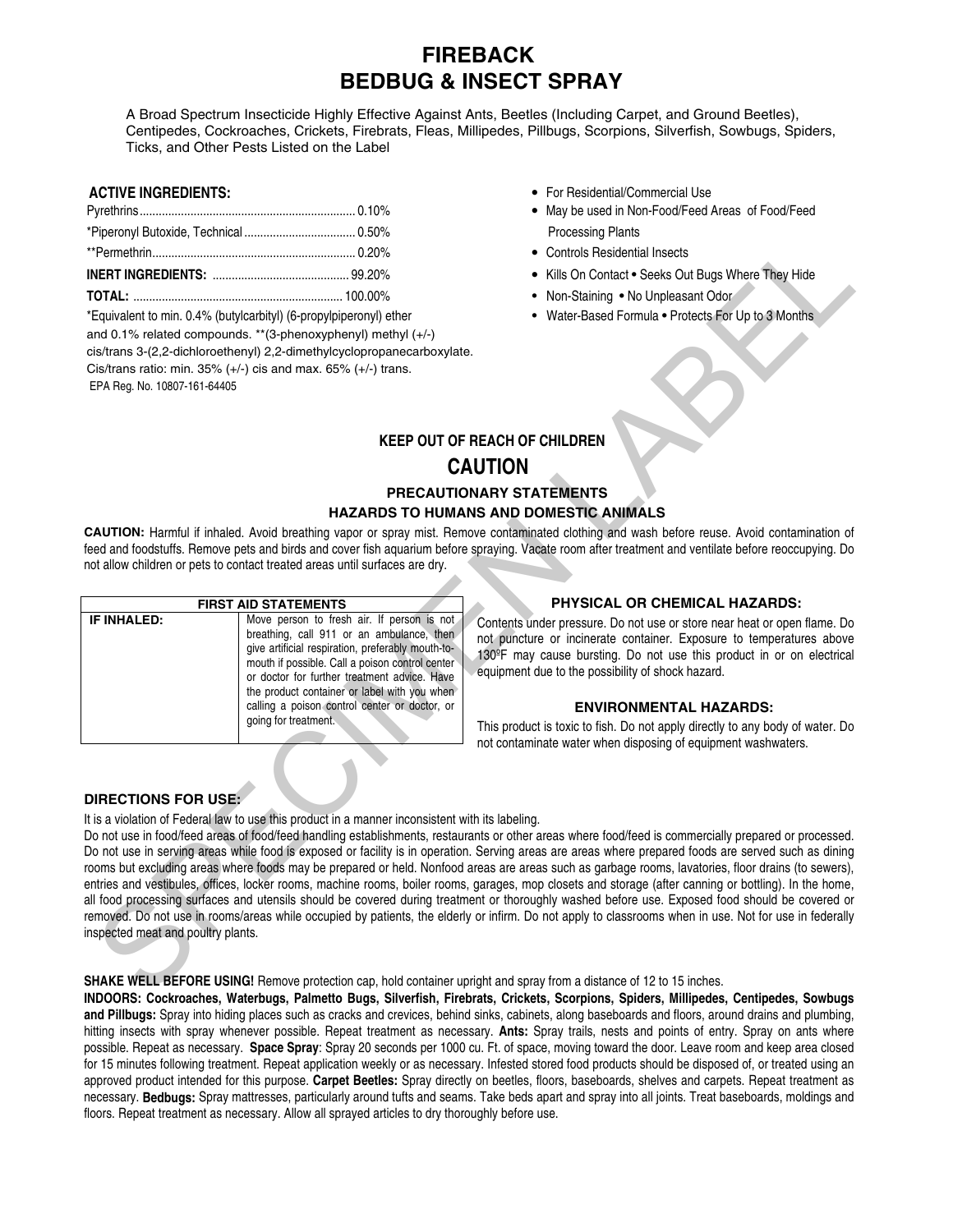# FIREBACK
# BEDBUG & INSECT SPRAY

A Broad Spectrum Insecticide Highly Effective Against Ants, Beetles (Including Carpet, and Ground Beetles), Centipedes, Cockroaches, Crickets, Firebrats, Fleas, Millipedes, Pillbugs, Scorpions, Silverfish, Sowbugs, Spiders, Ticks, and Other Pests Listed on the Label

**ACTIVE INGREDIENTS:**

| | |
|---|---|
| Pyrethrins | 0.10% |
| *Piperonyl Butoxide, Technical | 0.50% |
| **Permethrin | 0.20% |
| **INERT INGREDIENTS:** | 99.20% |
| **TOTAL:** | 100.00% |

*Equivalent to min. 0.4% (butylcarbityl) (6-propylpiperonyl) ether and 0.1% related compounds. **(3-phenoxyphenyl) methyl (+/-) cis/trans 3-(2,2-dichloroethenyl) 2,2-dimethylcyclopropanecarboxylate. Cis/trans ratio: min. 35% (+/-) cis and max. 65% (+/-) trans.

EPA Reg. No. 10807-161-64405

- For Residential/Commercial Use
- May be used in Non-Food/Feed Areas of Food/Feed Processing Plants
- Controls Residential Insects
- Kills On Contact • Seeks Out Bugs Where They Hide
- Non-Staining • No Unpleasant Odor
- Water-Based Formula • Protects For Up to 3 Months

### KEEP OUT OF REACH OF CHILDREN

## CAUTION

### PRECAUTIONARY STATEMENTS
### HAZARDS TO HUMANS AND DOMESTIC ANIMALS

**CAUTION:** Harmful if inhaled. Avoid breathing vapor or spray mist. Remove contaminated clothing and wash before reuse. Avoid contamination of feed and foodstuffs. Remove pets and birds and cover fish aquarium before spraying. Vacate room after treatment and ventilate before reoccupying. Do not allow children or pets to contact treated areas until surfaces are dry.

| FIRST AID STATEMENTS | |
|---|---|
| **IF INHALED:** | Move person to fresh air. If person is not breathing, call 911 or an ambulance, then give artificial respiration, preferably mouth-to-mouth if possible. Call a poison control center or doctor for further treatment advice. Have the product container or label with you when calling a poison control center or doctor, or going for treatment. |

### PHYSICAL OR CHEMICAL HAZARDS:

Contents under pressure. Do not use or store near heat or open flame. Do not puncture or incinerate container. Exposure to temperatures above 130ºF may cause bursting. Do not use this product in or on electrical equipment due to the possibility of shock hazard.

### ENVIRONMENTAL HAZARDS:

This product is toxic to fish. Do not apply directly to any body of water. Do not contaminate water when disposing of equipment washwaters.

### DIRECTIONS FOR USE:

It is a violation of Federal law to use this product in a manner inconsistent with its labeling.

Do not use in food/feed areas of food/feed handling establishments, restaurants or other areas where food/feed is commercially prepared or processed. Do not use in serving areas while food is exposed or facility is in operation. Serving areas are areas where prepared foods are served such as dining rooms but excluding areas where foods may be prepared or held. Nonfood areas are areas such as garbage rooms, lavatories, floor drains (to sewers), entries and vestibules, offices, locker rooms, machine rooms, boiler rooms, garages, mop closets and storage (after canning or bottling). In the home, all food processing surfaces and utensils should be covered during treatment or thoroughly washed before use. Exposed food should be covered or removed. Do not use in rooms/areas while occupied by patients, the elderly or infirm. Do not apply to classrooms when in use. Not for use in federally inspected meat and poultry plants.

**SHAKE WELL BEFORE USING!** Remove protection cap, hold container upright and spray from a distance of 12 to 15 inches.

**INDOORS: Cockroaches, Waterbugs, Palmetto Bugs, Silverfish, Firebrats, Crickets, Scorpions, Spiders, Millipedes, Centipedes, Sowbugs and Pillbugs:** Spray into hiding places such as cracks and crevices, behind sinks, cabinets, along baseboards and floors, around drains and plumbing, hitting insects with spray whenever possible. Repeat treatment as necessary. **Ants:** Spray trails, nests and points of entry. Spray on ants where possible. Repeat as necessary. **Space Spray**: Spray 20 seconds per 1000 cu. Ft. of space, moving toward the door. Leave room and keep area closed for 15 minutes following treatment. Repeat application weekly or as necessary. Infested stored food products should be disposed of, or treated using an approved product intended for this purpose. **Carpet Beetles:** Spray directly on beetles, floors, baseboards, shelves and carpets. Repeat treatment as necessary. **Bedbugs:** Spray mattresses, particularly around tufts and seams. Take beds apart and spray into all joints. Treat baseboards, moldings and floors. Repeat treatment as necessary. Allow all sprayed articles to dry thoroughly before use.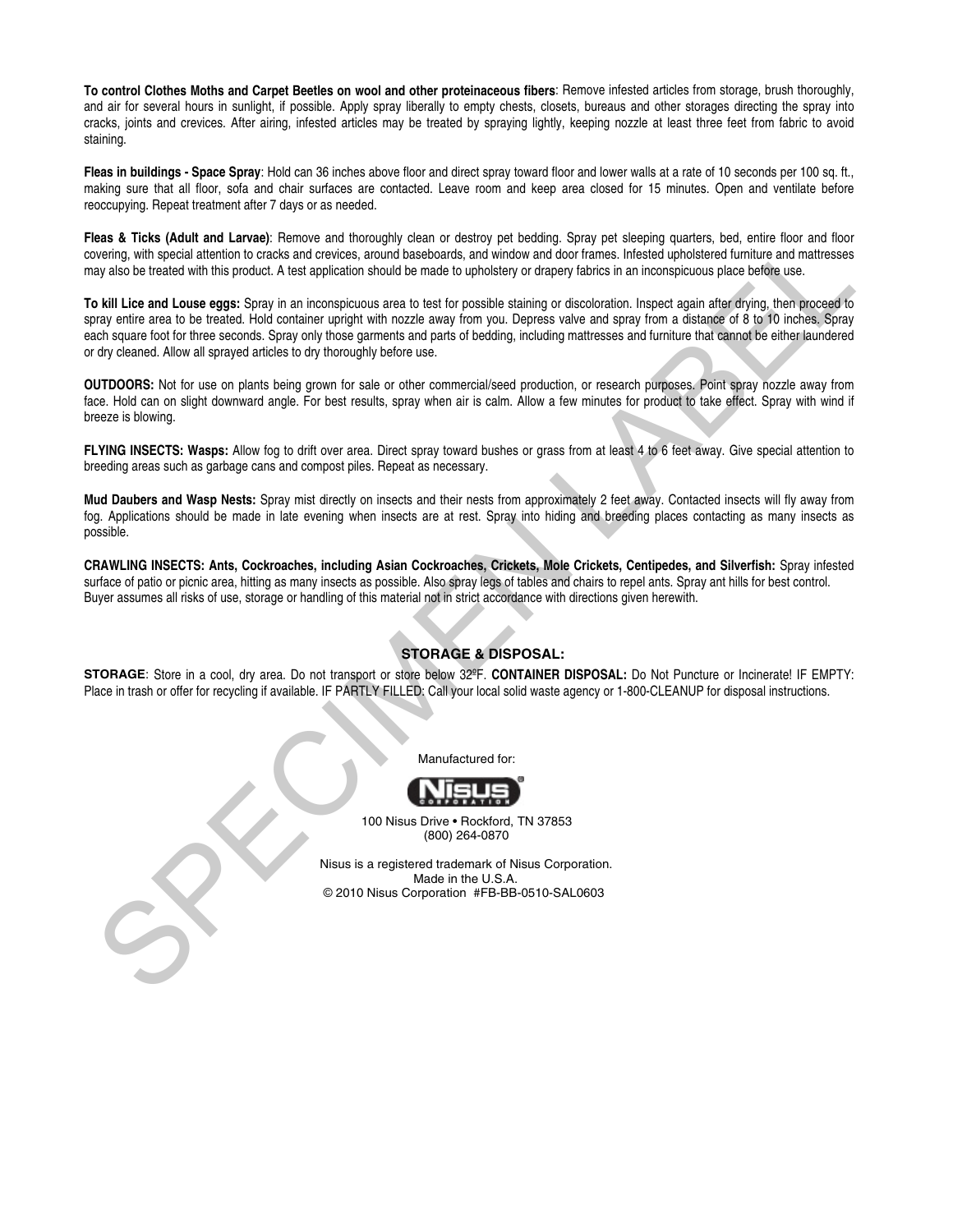**To control Clothes Moths and Carpet Beetles on wool and other proteinaceous fibers**: Remove infested articles from storage, brush thoroughly, and air for several hours in sunlight, if possible. Apply spray liberally to empty chests, closets, bureaus and other storages directing the spray into cracks, joints and crevices. After airing, infested articles may be treated by spraying lightly, keeping nozzle at least three feet from fabric to avoid staining.

**Fleas in buildings - Space Spray**: Hold can 36 inches above floor and direct spray toward floor and lower walls at a rate of 10 seconds per 100 sq. ft., making sure that all floor, sofa and chair surfaces are contacted. Leave room and keep area closed for 15 minutes. Open and ventilate before reoccupying. Repeat treatment after 7 days or as needed.

**Fleas & Ticks (Adult and Larvae)**: Remove and thoroughly clean or destroy pet bedding. Spray pet sleeping quarters, bed, entire floor and floor covering, with special attention to cracks and crevices, around baseboards, and window and door frames. Infested upholstered furniture and mattresses may also be treated with this product. A test application should be made to upholstery or drapery fabrics in an inconspicuous place before use.

**To kill Lice and Louse eggs:** Spray in an inconspicuous area to test for possible staining or discoloration. Inspect again after drying, then proceed to spray entire area to be treated. Hold container upright with nozzle away from you. Depress valve and spray from a distance of 8 to 10 inches. Spray each square foot for three seconds. Spray only those garments and parts of bedding, including mattresses and furniture that cannot be either laundered or dry cleaned. Allow all sprayed articles to dry thoroughly before use.

**OUTDOORS:** Not for use on plants being grown for sale or other commercial/seed production, or research purposes. Point spray nozzle away from face. Hold can on slight downward angle. For best results, spray when air is calm. Allow a few minutes for product to take effect. Spray with wind if breeze is blowing.

**FLYING INSECTS: Wasps:** Allow fog to drift over area. Direct spray toward bushes or grass from at least 4 to 6 feet away. Give special attention to breeding areas such as garbage cans and compost piles. Repeat as necessary.

**Mud Daubers and Wasp Nests:** Spray mist directly on insects and their nests from approximately 2 feet away. Contacted insects will fly away from fog. Applications should be made in late evening when insects are at rest. Spray into hiding and breeding places contacting as many insects as possible.

**CRAWLING INSECTS: Ants, Cockroaches, including Asian Cockroaches, Crickets, Mole Crickets, Centipedes, and Silverfish:** Spray infested surface of patio or picnic area, hitting as many insects as possible. Also spray legs of tables and chairs to repel ants. Spray ant hills for best control.
Buyer assumes all risks of use, storage or handling of this material not in strict accordance with directions given herewith.

## STORAGE & DISPOSAL:

**STORAGE**: Store in a cool, dry area. Do not transport or store below 32ºF. **CONTAINER DISPOSAL:** Do Not Puncture or Incinerate! IF EMPTY: Place in trash or offer for recycling if available. IF PARTLY FILLED: Call your local solid waste agency or 1-800-CLEANUP for disposal instructions.

Manufactured for:

Nisus Corporation

100 Nisus Drive • Rockford, TN 37853
(800) 264-0870

Nisus is a registered trademark of Nisus Corporation.
Made in the U.S.A.
© 2010 Nisus Corporation #FB-BB-0510-SAL0603

SPECIMEN LABEL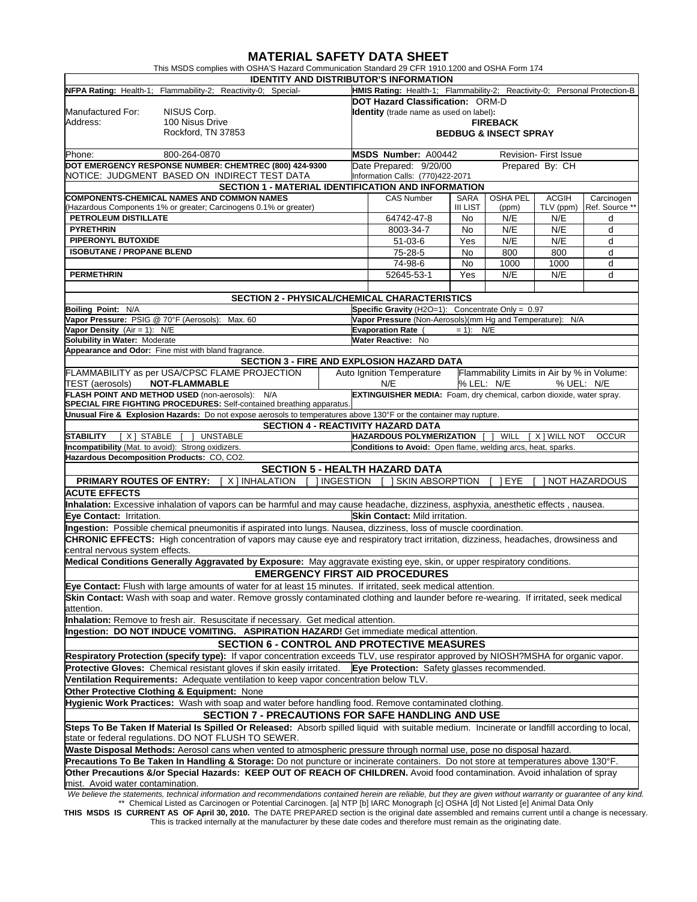# MATERIAL SAFETY DATA SHEET

This MSDS complies with OSHA'S Hazard Communication Standard 29 CFR 1910.1200 and OSHA Form 174

## IDENTITY AND DISTRIBUTOR'S INFORMATION

**NFPA Rating:** Health-1; Flammability-2; Reactivity-0; Special-

**HMIS Rating:** Health-1; Flammability-2; Reactivity-0; Personal Protection-B

**DOT Hazard Classification:** ORM-D

**Identity** (trade name as used on label)**:**

**FIREBACK**
**BEDBUG & INSECT SPRAY**

Manufactured For: NISUS Corp.
Address: 100 Nisus Drive
Rockford, TN 37853

Phone: 800-264-0870

**MSDS Number:** A00442 Revision- First Issue

**DOT EMERGENCY RESPONSE NUMBER: CHEMTREC (800) 424-9300**

Date Prepared: 9/20/00 Prepared By: CH

NOTICE: JUDGMENT BASED ON INDIRECT TEST DATA

Information Calls: (770)422-2071

## SECTION 1 - MATERIAL IDENTIFICATION AND INFORMATION

| COMPONENTS-CHEMICAL NAMES AND COMMON NAMES (Hazardous Components 1% or greater; Carcinogens 0.1% or greater) | CAS Number | SARA III LIST | OSHA PEL (ppm) | ACGIH TLV (ppm) | Carcinogen Ref. Source ** |
|---|---|---|---|---|---|
| PETROLEUM DISTILLATE | 64742-47-8 | No | N/E | N/E | d |
| PYRETHRIN | 8003-34-7 | No | N/E | N/E | d |
| PIPERONYL BUTOXIDE | 51-03-6 | Yes | N/E | N/E | d |
| ISOBUTANE / PROPANE BLEND | 75-28-5 | No | 800 | 800 | d |
| | 74-98-6 | No | 1000 | 1000 | d |
| PERMETHRIN | 52645-53-1 | Yes | N/E | N/E | d |

## SECTION 2 - PHYSICAL/CHEMICAL CHARACTERISTICS

**Boiling Point:** N/A

**Specific Gravity** ($H_2O$=1): Concentrate Only = 0.97

**Vapor Pressure:** PSIG @ 70°F (Aerosols): Max. 60

**Vapor Pressure** (Non-Aerosols)(mm Hg and Temperature): N/A

**Vapor Density** (Air = 1): N/E

**Evaporation Rate** ( = 1): N/E

**Solubility in Water:** Moderate

**Water Reactive:** No

**Appearance and Odor:** Fine mist with bland fragrance.

## SECTION 3 - FIRE AND EXPLOSION HAZARD DATA

FLAMMABILITY as per USA/CPSC FLAME PROJECTION TEST (aerosols) **NOT-FLAMMABLE**

Auto Ignition Temperature N/E

Flammability Limits in Air by % in Volume: % LEL: N/E % UEL: N/E

**FLASH POINT AND METHOD USED** (non-aerosols): N/A

**EXTINGUISHER MEDIA:** Foam, dry chemical, carbon dioxide, water spray.

**SPECIAL FIRE FIGHTING PROCEDURES:** Self-contained breathing apparatus.

**Unusual Fire & Explosion Hazards:** Do not expose aerosols to temperatures above 130°F or the container may rupture.

## SECTION 4 - REACTIVITY HAZARD DATA

**STABILITY** [ X ] STABLE [ ] UNSTABLE

**HAZARDOUS POLYMERIZATION** [ ] WILL [ X ] WILL NOT OCCUR

**Incompatibility** (Mat. to avoid): Strong oxidizers.

**Conditions to Avoid:** Open flame, welding arcs, heat, sparks.

**Hazardous Decomposition Products:** CO, $CO_2$.

## SECTION 5 - HEALTH HAZARD DATA

**PRIMARY ROUTES OF ENTRY:** [ X ] INHALATION [ ] INGESTION [ ] SKIN ABSORPTION [ ] EYE [ ] NOT HAZARDOUS

**ACUTE EFFECTS**

**Inhalation:** Excessive inhalation of vapors can be harmful and may cause headache, dizziness, asphyxia, anesthetic effects , nausea.

**Eye Contact:** Irritation.

**Skin Contact:** Mild irritation.

**Ingestion:** Possible chemical pneumonitis if aspirated into lungs. Nausea, dizziness, loss of muscle coordination.

**CHRONIC EFFECTS:** High concentration of vapors may cause eye and respiratory tract irritation, dizziness, headaches, drowsiness and central nervous system effects.

**Medical Conditions Generally Aggravated by Exposure:** May aggravate existing eye, skin, or upper respiratory conditions.

## EMERGENCY FIRST AID PROCEDURES

**Eye Contact:** Flush with large amounts of water for at least 15 minutes. If irritated, seek medical attention.

**Skin Contact:** Wash with soap and water. Remove grossly contaminated clothing and launder before re-wearing. If irritated, seek medical attention.

**Inhalation:** Remove to fresh air. Resuscitate if necessary. Get medical attention.

**Ingestion: DO NOT INDUCE VOMITING. ASPIRATION HAZARD!** Get immediate medical attention.

## SECTION 6 - CONTROL AND PROTECTIVE MEASURES

**Respiratory Protection (specify type):** If vapor concentration exceeds TLV, use respirator approved by NIOSH?MSHA for organic vapor.

**Protective Gloves:** Chemical resistant gloves if skin easily irritated.

**Eye Protection:** Safety glasses recommended.

**Ventilation Requirements:** Adequate ventilation to keep vapor concentration below TLV.

**Other Protective Clothing & Equipment:** None

**Hygienic Work Practices:** Wash with soap and water before handling food. Remove contaminated clothing.

## SECTION 7 - PRECAUTIONS FOR SAFE HANDLING AND USE

**Steps To Be Taken If Material Is Spilled Or Released:** Absorb spilled liquid with suitable medium. Incinerate or landfill according to local, state or federal regulations. DO NOT FLUSH TO SEWER.

**Waste Disposal Methods:** Aerosol cans when vented to atmospheric pressure through normal use, pose no disposal hazard.

**Precautions To Be Taken In Handling & Storage:** Do not puncture or incinerate containers. Do not store at temperatures above 130°F.

**Other Precautions &/or Special Hazards: KEEP OUT OF REACH OF CHILDREN.** Avoid food contamination. Avoid inhalation of spray mist. Avoid water contamination.

*We believe the statements, technical information and recommendations contained herein are reliable, but they are given without warranty or guarantee of any kind.*

** Chemical Listed as Carcinogen or Potential Carcinogen. [a] NTP [b] IARC Monograph [c] OSHA [d] Not Listed [e] Animal Data Only

**THIS MSDS IS CURRENT AS OF April 30, 2010.** The DATE PREPARED section is the original date assembled and remains current until a change is necessary. This is tracked internally at the manufacturer by these date codes and therefore must remain as the originating date.